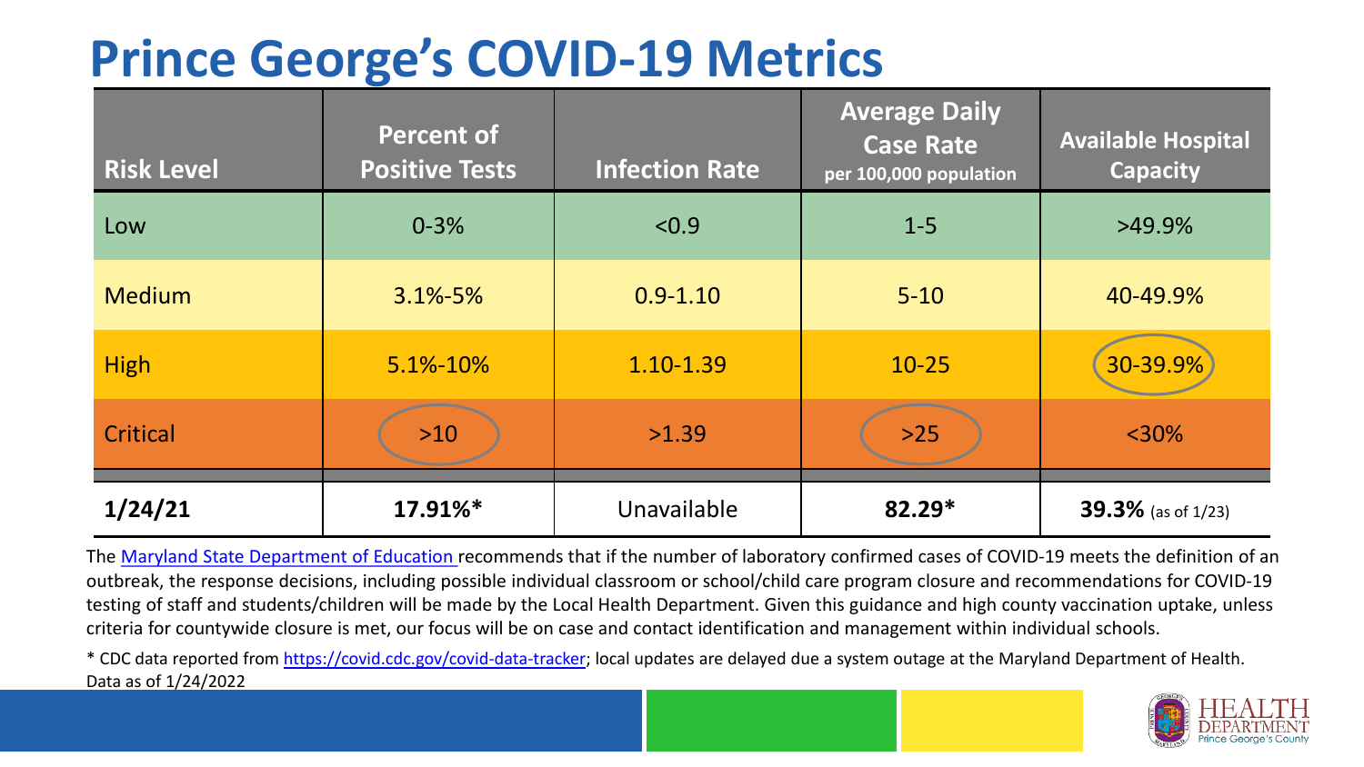# Prince George's COVID-19 Metrics

| Risk Level | Percent of Positive Tests | Infection Rate | Average Daily Case Rate per 100,000 population | Available Hospital Capacity |
|---|---|---|---|---|
| Low | 0-3% | <0.9 | 1-5 | >49.9% |
| Medium | 3.1%-5% | 0.9-1.10 | 5-10 | 40-49.9% |
| High | 5.1%-10% | 1.10-1.39 | 10-25 | 30-39.9% |
| Critical | >10 | >1.39 | >25 | <30% |
| **1/24/21** | **17.91%*** | Unavailable | **82.29*** | **39.3%** (as of 1/23) |

The Maryland State Department of Education recommends that if the number of laboratory confirmed cases of COVID-19 meets the definition of an outbreak, the response decisions, including possible individual classroom or school/child care program closure and recommendations for COVID-19 testing of staff and students/children will be made by the Local Health Department. Given this guidance and high county vaccination uptake, unless criteria for countywide closure is met, our focus will be on case and contact identification and management within individual schools.

* CDC data reported from https://covid.cdc.gov/covid-data-tracker; local updates are delayed due a system outage at the Maryland Department of Health. Data as of 1/24/2022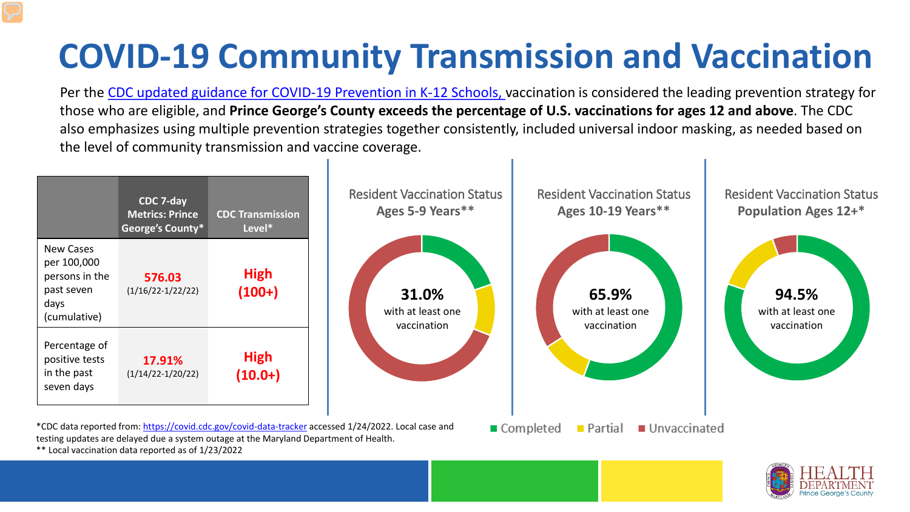# COVID-19 Community Transmission and Vaccination

Per the CDC updated guidance for COVID-19 Prevention in K-12 Schools, vaccination is considered the leading prevention strategy for those who are eligible, and **Prince George's County exceeds the percentage of U.S. vaccinations for ages 12 and above**. The CDC also emphasizes using multiple prevention strategies together consistently, included universal indoor masking, as needed based on the level of community transmission and vaccine coverage.

| | CDC 7-day Metrics: Prince George's County* | CDC Transmission Level* |
|---|---|---|
| New Cases per 100,000 persons in the past seven days (cumulative) | **576.03** (1/16/22-1/22/22) | **High (100+)** |
| Percentage of positive tests in the past seven days | **17.91%** (1/14/22-1/20/22) | **High (10.0+)** |

Resident Vaccination Status **Ages 5-9 Years****

**31.0%** with at least one vaccination

Resident Vaccination Status **Ages 10-19 Years****

**65.9%** with at least one vaccination

Resident Vaccination Status **Population Ages 12+***

**94.5%** with at least one vaccination

Completed | Partial | Unvaccinated

*CDC data reported from: https://covid.cdc.gov/covid-data-tracker accessed 1/24/2022. Local case and testing updates are delayed due a system outage at the Maryland Department of Health.

** Local vaccination data reported as of 1/23/2022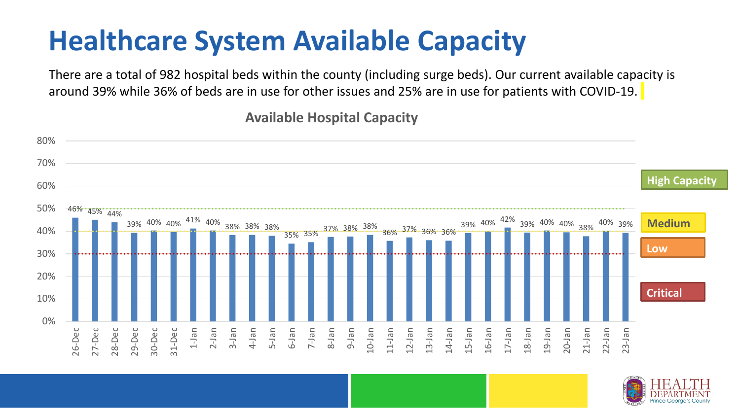# Healthcare System Available Capacity

There are a total of 982 hospital beds within the county (including surge beds). Our current available capacity is around 39% while 36% of beds are in use for other issues and 25% are in use for patients with COVID-19.

**Available Hospital Capacity**

80%
70%
60%
50%
40%
30%
20%
10%
0%

46% 45% 44% 39% 40% 40% 41% 40% 38% 38% 38% 35% 35% 37% 38% 38% 36% 37% 36% 36% 39% 40% 42% 39% 40% 40% 38% 40% 39%

26-Dec 27-Dec 28-Dec 29-Dec 30-Dec 31-Dec 1-Jan 2-Jan 3-Jan 4-Jan 5-Jan 6-Jan 7-Jan 8-Jan 9-Jan 10-Jan 11-Jan 12-Jan 13-Jan 14-Jan 15-Jan 16-Jan 17-Jan 18-Jan 19-Jan 20-Jan 21-Jan 22-Jan 23-Jan

High Capacity
Medium
Low
Critical